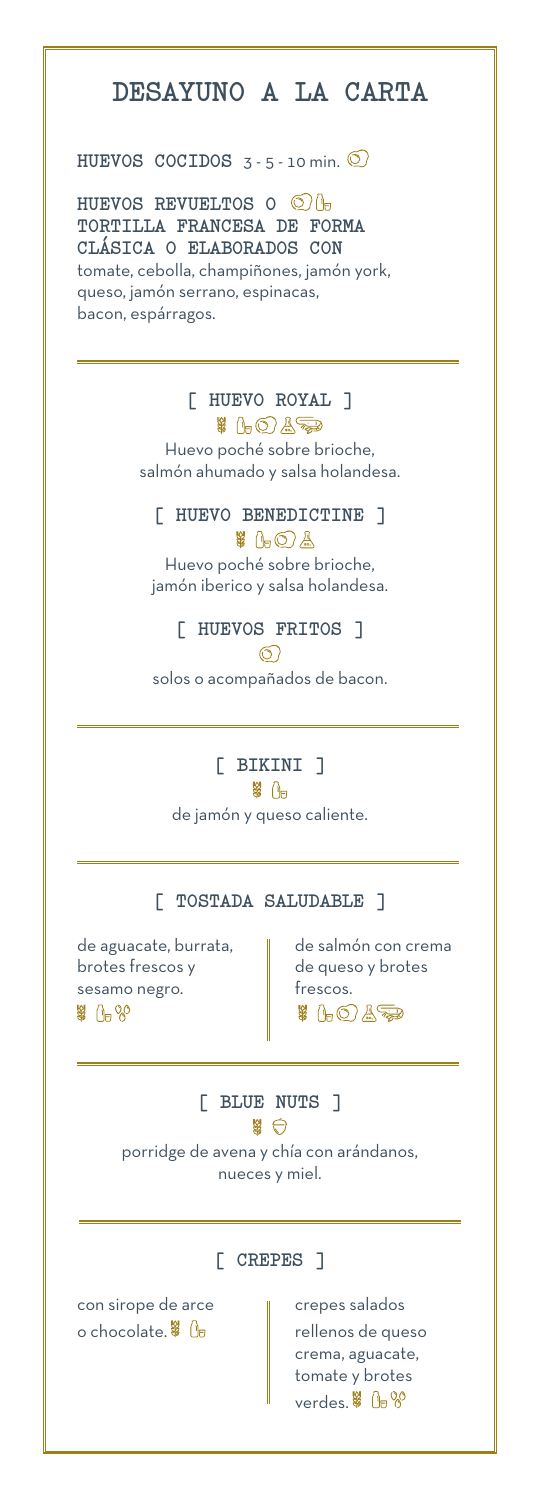# DESAYUNO A LA CARTA

**HUEVOS COCIDOS** 3 - 5 - 10 min.

**HUEVOS REVUELTOS O TORTILLA FRANCESA DE FORMA CLÁSICA O ELABORADOS CON**
tomate, cebolla, champiñones, jamón york, queso, jamón serrano, espinacas, bacon, espárragos.

---

### [ HUEVO ROYAL ]

Huevo poché sobre brioche, salmón ahumado y salsa holandesa.

### [ HUEVO BENEDICTINE ]

Huevo poché sobre brioche, jamón iberico y salsa holandesa.

### [ HUEVOS FRITOS ]

solos o acompañados de bacon.

---

### [ BIKINI ]

de jamón y queso caliente.

---

### [ TOSTADA SALUDABLE ]

de aguacate, burrata, brotes frescos y sesamo negro.

de salmón con crema de queso y brotes frescos.

---

### [ BLUE NUTS ]

porridge de avena y chía con arándanos, nueces y miel.

---

### [ CREPES ]

con sirope de arce o chocolate.

crepes salados rellenos de queso crema, aguacate, tomate y brotes verdes.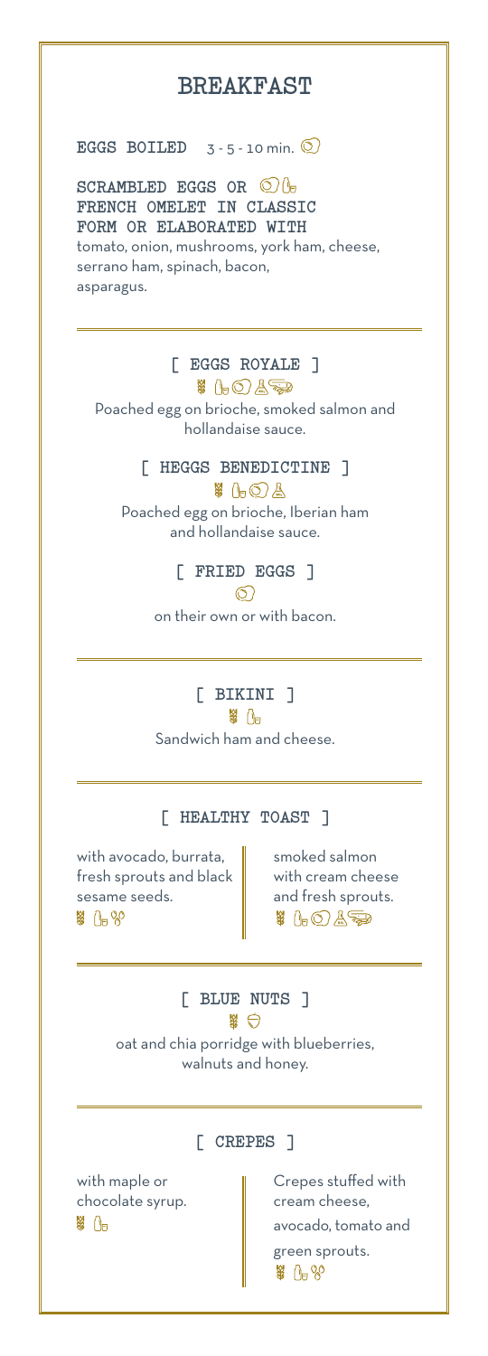# BREAKFAST

**EGGS BOILED** 3 - 5 - 10 min.

**SCRAMBLED EGGS OR FRENCH OMELET IN CLASSIC FORM OR ELABORATED WITH**
tomato, onion, mushrooms, york ham, cheese, serrano ham, spinach, bacon, asparagus.

---

### [ EGGS ROYALE ]

Poached egg on brioche, smoked salmon and hollandaise sauce.

### [ HEGGS BENEDICTINE ]

Poached egg on brioche, Iberian ham and hollandaise sauce.

### [ FRIED EGGS ]

on their own or with bacon.

---

### [ BIKINI ]

Sandwich ham and cheese.

---

### [ HEALTHY TOAST ]

with avocado, burrata, fresh sprouts and black sesame seeds.

smoked salmon with cream cheese and fresh sprouts.

---

### [ BLUE NUTS ]

oat and chia porridge with blueberries, walnuts and honey.

---

### [ CREPES ]

with maple or chocolate syrup.

Crepes stuffed with cream cheese, avocado, tomato and green sprouts.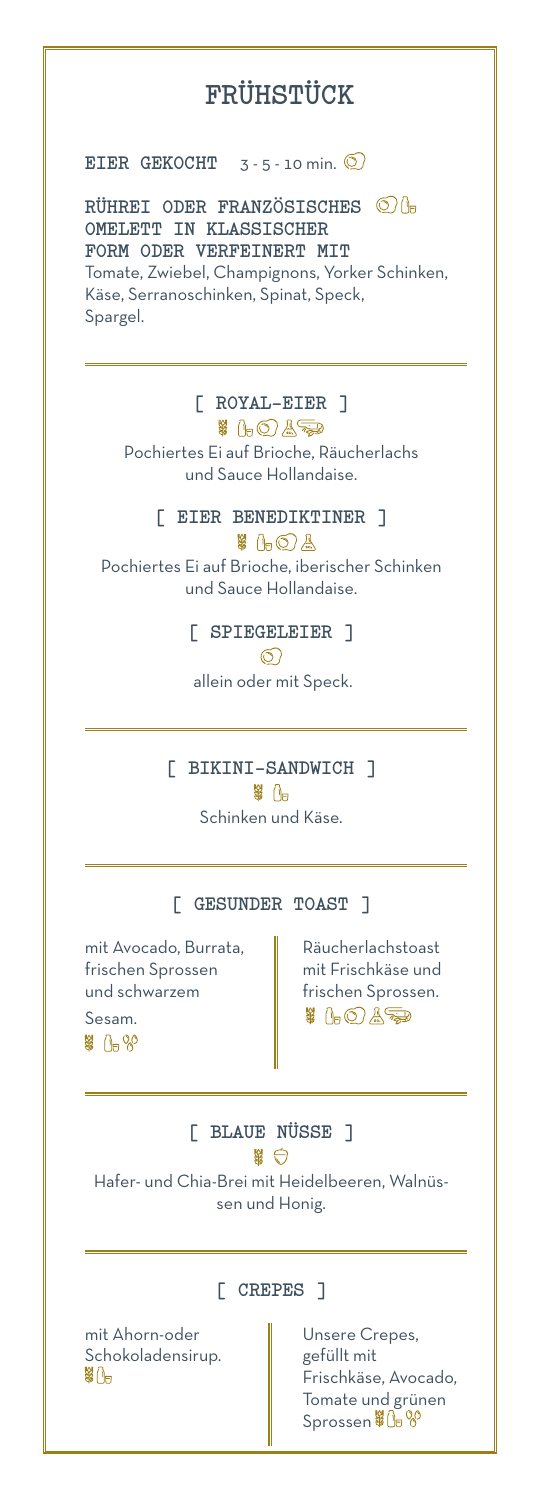# FRÜHSTÜCK

**EIER GEKOCHT** 3 - 5 - 10 min.

**RÜHREI ODER FRANZÖSISCHES OMELETT IN KLASSISCHER FORM ODER VERFEINERT MIT**
Tomate, Zwiebel, Champignons, Yorker Schinken, Käse, Serranoschinken, Spinat, Speck, Spargel.

## [ ROYAL-EIER ]

Pochiertes Ei auf Brioche, Räucherlachs und Sauce Hollandaise.

## [ EIER BENEDIKTINER ]

Pochiertes Ei auf Brioche, iberischer Schinken und Sauce Hollandaise.

## [ SPIEGELEIER ]

allein oder mit Speck.

## [ BIKINI-SANDWICH ]

Schinken und Käse.

## [ GESUNDER TOAST ]

mit Avocado, Burrata, frischen Sprossen und schwarzem Sesam.

Räucherlachstoast mit Frischkäse und frischen Sprossen.

## [ BLAUE NÜSSE ]

Hafer- und Chia-Brei mit Heidelbeeren, Walnüssen und Honig.

## [ CREPES ]

mit Ahorn-oder Schokoladensirup.

Unsere Crepes, gefüllt mit Frischkäse, Avocado, Tomate und grünen Sprossen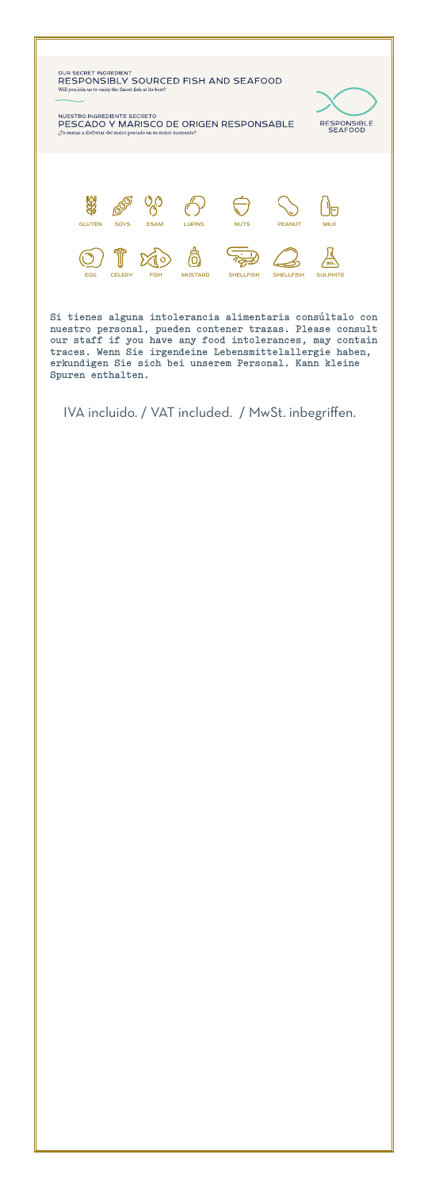OUR SECRET INGREDIENT
RESPONSIBLY SOURCED FISH AND SEAFOOD
Will you join us to enjoy the finest fish at its best?

NUESTRO INGREDIENTE SECRETO
PESCADO Y MARISCO DE ORIGEN RESPONSABLE
¿Te sumas a disfrutar del mejor pescado en su mejor momento?

RESPONSIBLE SEAFOOD

GLUTEN SOYS ESAM LUPINS NUTS PEANUT MILK

EGG CELERY FISH MUSTARD SHELLFISH SHELLFISH SULPHITE

Si tienes alguna intolerancia alimentaria consúltalo con nuestro personal, pueden contener trazas. Please consult our staff if you have any food intolerances, may contain traces. Wenn Sie irgendeine Lebensmittelallergie haben, erkundigen Sie sich bei unserem Personal. Kann kleine Spuren enthalten.

IVA incluido. / VAT included. / MwSt. inbegriffen.